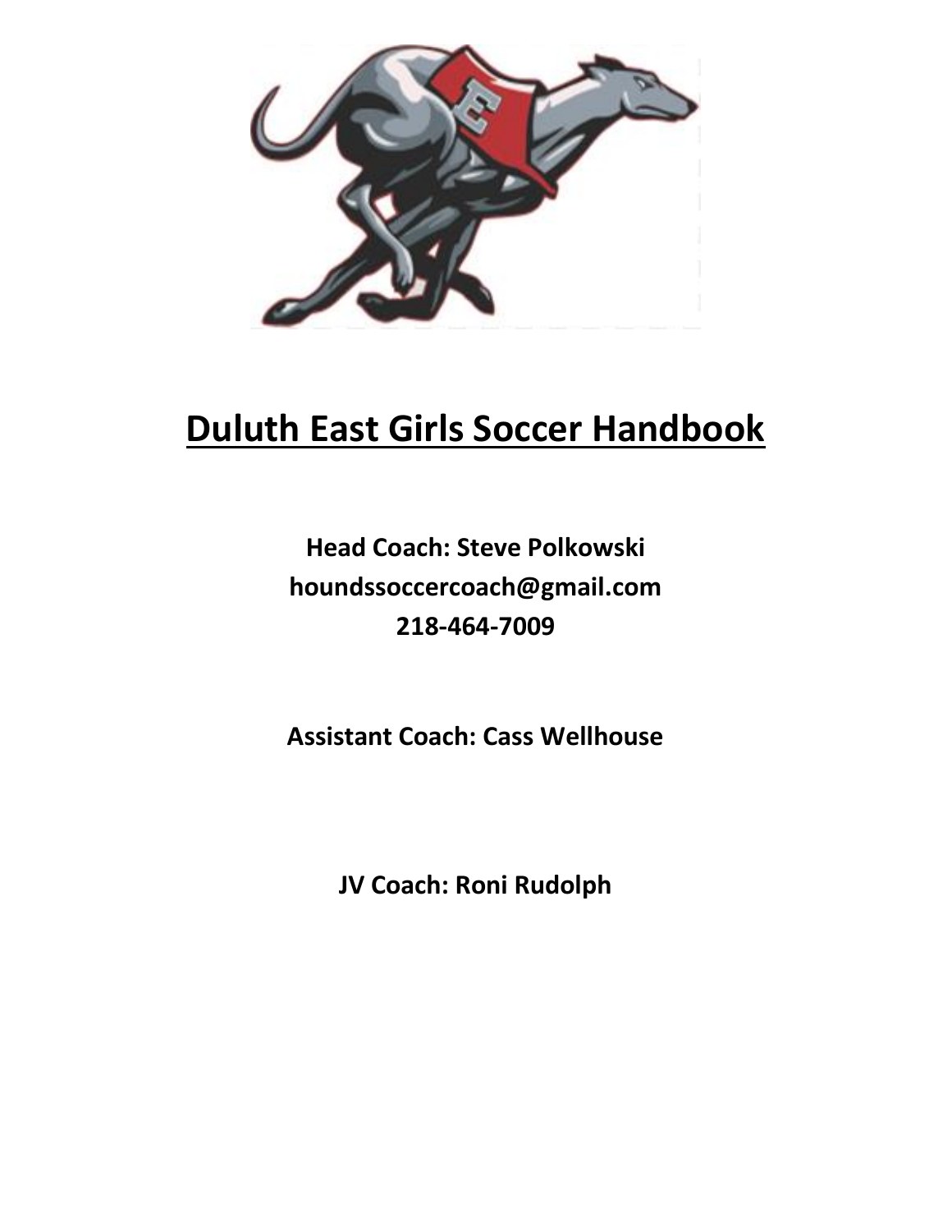# Duluth East Girls Soccer Handbook

**Head Coach: Steve Polkowski**
**houndssoccercoach@gmail.com**
**218-464-7009**

**Assistant Coach: Cass Wellhouse**

**JV Coach: Roni Rudolph**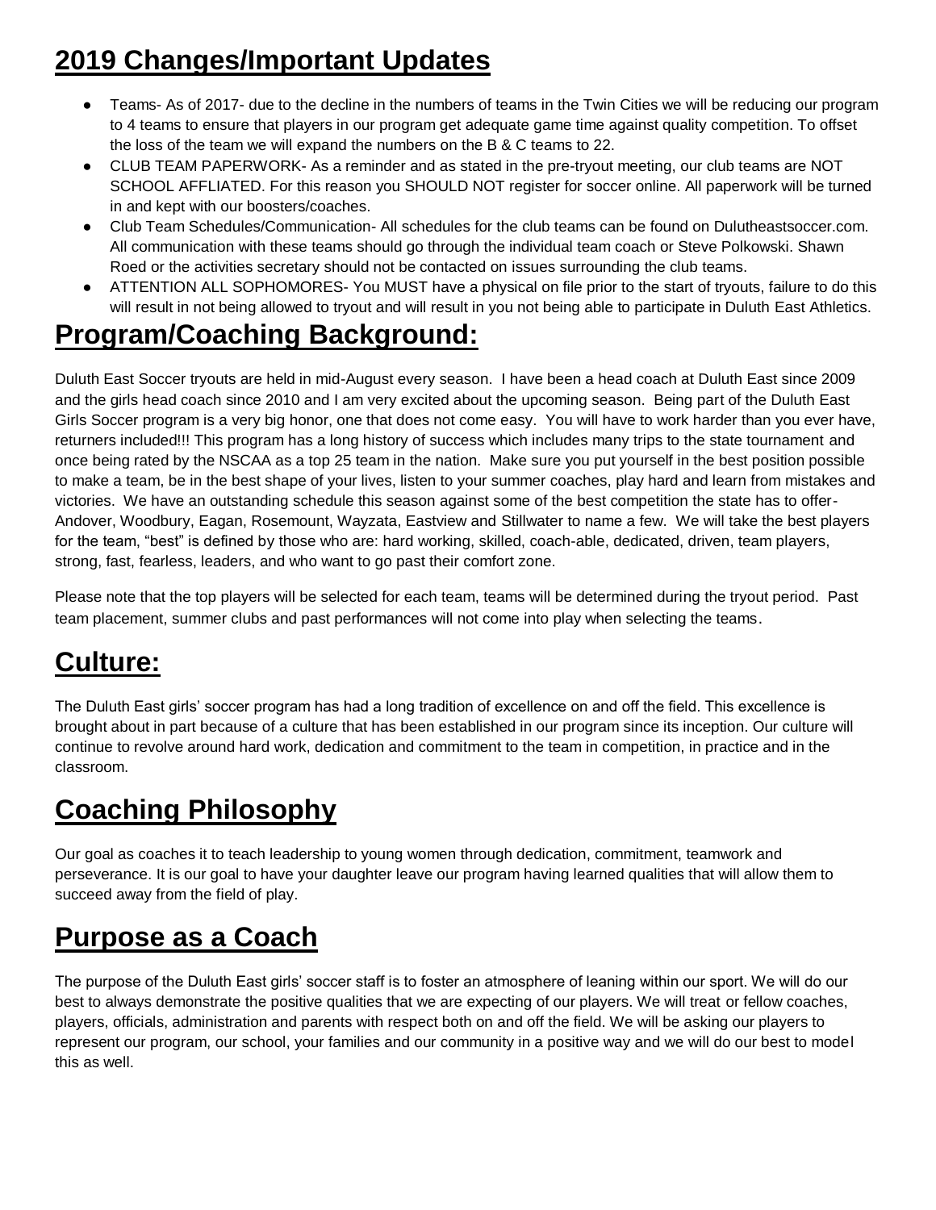## 2019 Changes/Important Updates

- Teams- As of 2017- due to the decline in the numbers of teams in the Twin Cities we will be reducing our program to 4 teams to ensure that players in our program get adequate game time against quality competition. To offset the loss of the team we will expand the numbers on the B & C teams to 22.
- CLUB TEAM PAPERWORK- As a reminder and as stated in the pre-tryout meeting, our club teams are NOT SCHOOL AFFLIATED. For this reason you SHOULD NOT register for soccer online. All paperwork will be turned in and kept with our boosters/coaches.
- Club Team Schedules/Communication- All schedules for the club teams can be found on Dulutheastsoccer.com. All communication with these teams should go through the individual team coach or Steve Polkowski. Shawn Roed or the activities secretary should not be contacted on issues surrounding the club teams.
- ATTENTION ALL SOPHOMORES- You MUST have a physical on file prior to the start of tryouts, failure to do this will result in not being allowed to tryout and will result in you not being able to participate in Duluth East Athletics.

## Program/Coaching Background:

Duluth East Soccer tryouts are held in mid-August every season. I have been a head coach at Duluth East since 2009 and the girls head coach since 2010 and I am very excited about the upcoming season. Being part of the Duluth East Girls Soccer program is a very big honor, one that does not come easy. You will have to work harder than you ever have, returners included!!! This program has a long history of success which includes many trips to the state tournament and once being rated by the NSCAA as a top 25 team in the nation. Make sure you put yourself in the best position possible to make a team, be in the best shape of your lives, listen to your summer coaches, play hard and learn from mistakes and victories. We have an outstanding schedule this season against some of the best competition the state has to offer- Andover, Woodbury, Eagan, Rosemount, Wayzata, Eastview and Stillwater to name a few. We will take the best players for the team, "best" is defined by those who are: hard working, skilled, coach-able, dedicated, driven, team players, strong, fast, fearless, leaders, and who want to go past their comfort zone.

Please note that the top players will be selected for each team, teams will be determined during the tryout period. Past team placement, summer clubs and past performances will not come into play when selecting the teams.

## Culture:

The Duluth East girls' soccer program has had a long tradition of excellence on and off the field. This excellence is brought about in part because of a culture that has been established in our program since its inception. Our culture will continue to revolve around hard work, dedication and commitment to the team in competition, in practice and in the classroom.

## Coaching Philosophy

Our goal as coaches it to teach leadership to young women through dedication, commitment, teamwork and perseverance. It is our goal to have your daughter leave our program having learned qualities that will allow them to succeed away from the field of play.

## Purpose as a Coach

The purpose of the Duluth East girls' soccer staff is to foster an atmosphere of leaning within our sport. We will do our best to always demonstrate the positive qualities that we are expecting of our players. We will treat or fellow coaches, players, officials, administration and parents with respect both on and off the field. We will be asking our players to represent our program, our school, your families and our community in a positive way and we will do our best to model this as well.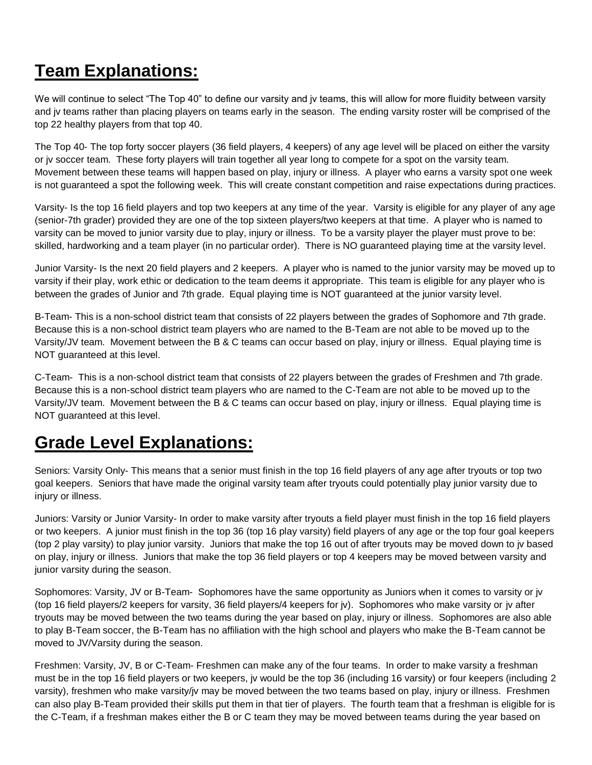# Team Explanations:

We will continue to select "The Top 40" to define our varsity and jv teams, this will allow for more fluidity between varsity and jv teams rather than placing players on teams early in the season. The ending varsity roster will be comprised of the top 22 healthy players from that top 40.

The Top 40- The top forty soccer players (36 field players, 4 keepers) of any age level will be placed on either the varsity or jv soccer team. These forty players will train together all year long to compete for a spot on the varsity team. Movement between these teams will happen based on play, injury or illness. A player who earns a varsity spot one week is not guaranteed a spot the following week. This will create constant competition and raise expectations during practices.

Varsity- Is the top 16 field players and top two keepers at any time of the year. Varsity is eligible for any player of any age (senior-7th grader) provided they are one of the top sixteen players/two keepers at that time. A player who is named to varsity can be moved to junior varsity due to play, injury or illness. To be a varsity player the player must prove to be: skilled, hardworking and a team player (in no particular order). There is NO guaranteed playing time at the varsity level.

Junior Varsity- Is the next 20 field players and 2 keepers. A player who is named to the junior varsity may be moved up to varsity if their play, work ethic or dedication to the team deems it appropriate. This team is eligible for any player who is between the grades of Junior and 7th grade. Equal playing time is NOT guaranteed at the junior varsity level.

B-Team- This is a non-school district team that consists of 22 players between the grades of Sophomore and 7th grade. Because this is a non-school district team players who are named to the B-Team are not able to be moved up to the Varsity/JV team. Movement between the B & C teams can occur based on play, injury or illness. Equal playing time is NOT guaranteed at this level.

C-Team- This is a non-school district team that consists of 22 players between the grades of Freshmen and 7th grade. Because this is a non-school district team players who are named to the C-Team are not able to be moved up to the Varsity/JV team. Movement between the B & C teams can occur based on play, injury or illness. Equal playing time is NOT guaranteed at this level.

# Grade Level Explanations:

Seniors: Varsity Only- This means that a senior must finish in the top 16 field players of any age after tryouts or top two goal keepers. Seniors that have made the original varsity team after tryouts could potentially play junior varsity due to injury or illness.

Juniors: Varsity or Junior Varsity- In order to make varsity after tryouts a field player must finish in the top 16 field players or two keepers. A junior must finish in the top 36 (top 16 play varsity) field players of any age or the top four goal keepers (top 2 play varsity) to play junior varsity. Juniors that make the top 16 out of after tryouts may be moved down to jv based on play, injury or illness. Juniors that make the top 36 field players or top 4 keepers may be moved between varsity and junior varsity during the season.

Sophomores: Varsity, JV or B-Team- Sophomores have the same opportunity as Juniors when it comes to varsity or jv (top 16 field players/2 keepers for varsity, 36 field players/4 keepers for jv). Sophomores who make varsity or jv after tryouts may be moved between the two teams during the year based on play, injury or illness. Sophomores are also able to play B-Team soccer, the B-Team has no affiliation with the high school and players who make the B-Team cannot be moved to JV/Varsity during the season.

Freshmen: Varsity, JV, B or C-Team- Freshmen can make any of the four teams. In order to make varsity a freshman must be in the top 16 field players or two keepers, jv would be the top 36 (including 16 varsity) or four keepers (including 2 varsity), freshmen who make varsity/jv may be moved between the two teams based on play, injury or illness. Freshmen can also play B-Team provided their skills put them in that tier of players. The fourth team that a freshman is eligible for is the C-Team, if a freshman makes either the B or C team they may be moved between teams during the year based on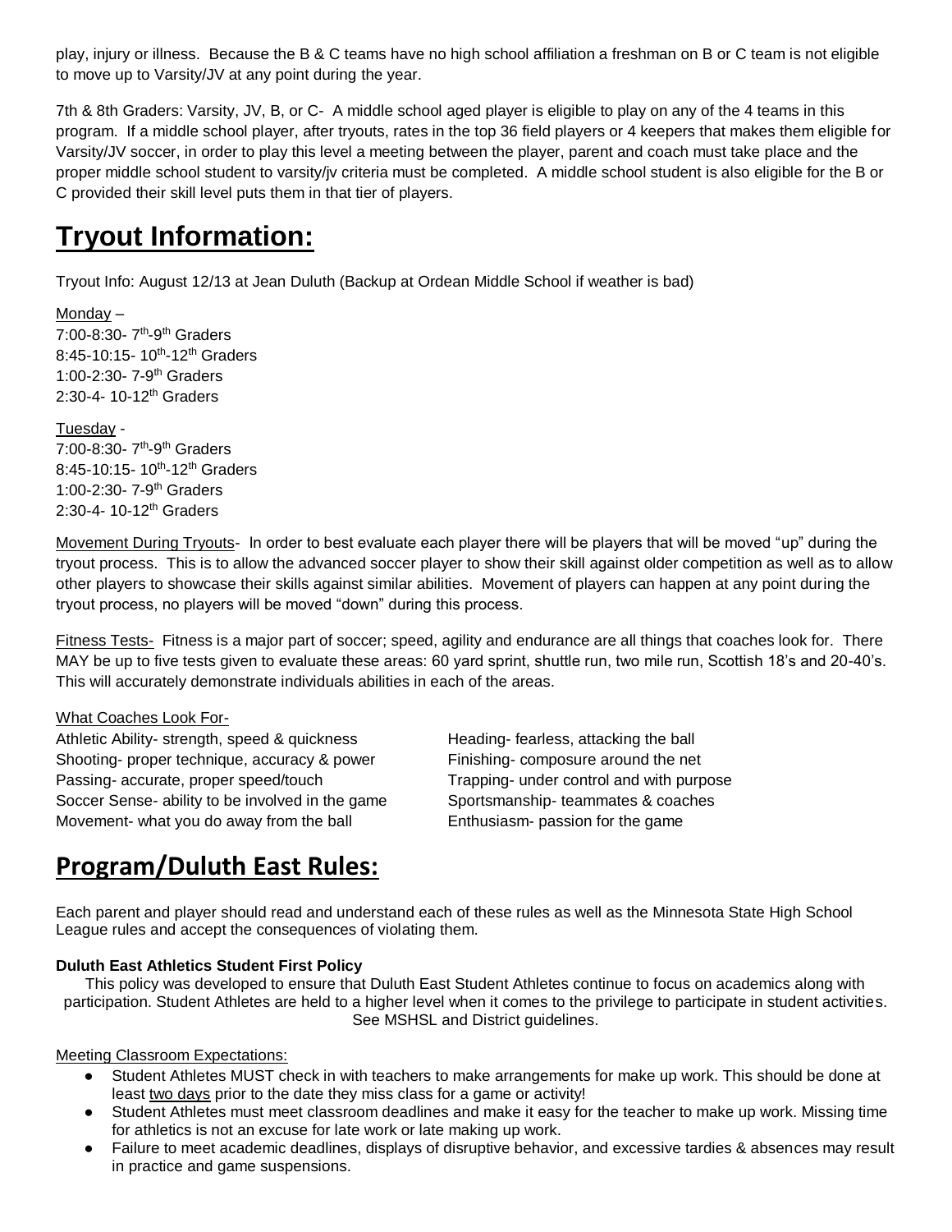play, injury or illness. Because the B & C teams have no high school affiliation a freshman on B or C team is not eligible to move up to Varsity/JV at any point during the year.

7th & 8th Graders: Varsity, JV, B, or C- A middle school aged player is eligible to play on any of the 4 teams in this program. If a middle school player, after tryouts, rates in the top 36 field players or 4 keepers that makes them eligible for Varsity/JV soccer, in order to play this level a meeting between the player, parent and coach must take place and the proper middle school student to varsity/jv criteria must be completed. A middle school student is also eligible for the B or C provided their skill level puts them in that tier of players.

# Tryout Information:

Tryout Info: August 12/13 at Jean Duluth (Backup at Ordean Middle School if weather is bad)

Monday –
7:00-8:30- 7th-9th Graders
8:45-10:15- 10th-12th Graders
1:00-2:30- 7-9th Graders
2:30-4- 10-12th Graders

Tuesday -
7:00-8:30- 7th-9th Graders
8:45-10:15- 10th-12th Graders
1:00-2:30- 7-9th Graders
2:30-4- 10-12th Graders

Movement During Tryouts- In order to best evaluate each player there will be players that will be moved "up" during the tryout process. This is to allow the advanced soccer player to show their skill against older competition as well as to allow other players to showcase their skills against similar abilities. Movement of players can happen at any point during the tryout process, no players will be moved "down" during this process.

Fitness Tests- Fitness is a major part of soccer; speed, agility and endurance are all things that coaches look for. There MAY be up to five tests given to evaluate these areas: 60 yard sprint, shuttle run, two mile run, Scottish 18's and 20-40's. This will accurately demonstrate individuals abilities in each of the areas.

What Coaches Look For-

Athletic Ability- strength, speed & quickness
Shooting- proper technique, accuracy & power
Passing- accurate, proper speed/touch
Soccer Sense- ability to be involved in the game
Movement- what you do away from the ball

Heading- fearless, attacking the ball
Finishing- composure around the net
Trapping- under control and with purpose
Sportsmanship- teammates & coaches
Enthusiasm- passion for the game

# Program/Duluth East Rules:

Each parent and player should read and understand each of these rules as well as the Minnesota State High School League rules and accept the consequences of violating them.

**Duluth East Athletics Student First Policy**

This policy was developed to ensure that Duluth East Student Athletes continue to focus on academics along with participation. Student Athletes are held to a higher level when it comes to the privilege to participate in student activities. See MSHSL and District guidelines.

Meeting Classroom Expectations:

- Student Athletes MUST check in with teachers to make arrangements for make up work. This should be done at least two days prior to the date they miss class for a game or activity!
- Student Athletes must meet classroom deadlines and make it easy for the teacher to make up work. Missing time for athletics is not an excuse for late work or late making up work.
- Failure to meet academic deadlines, displays of disruptive behavior, and excessive tardies & absences may result in practice and game suspensions.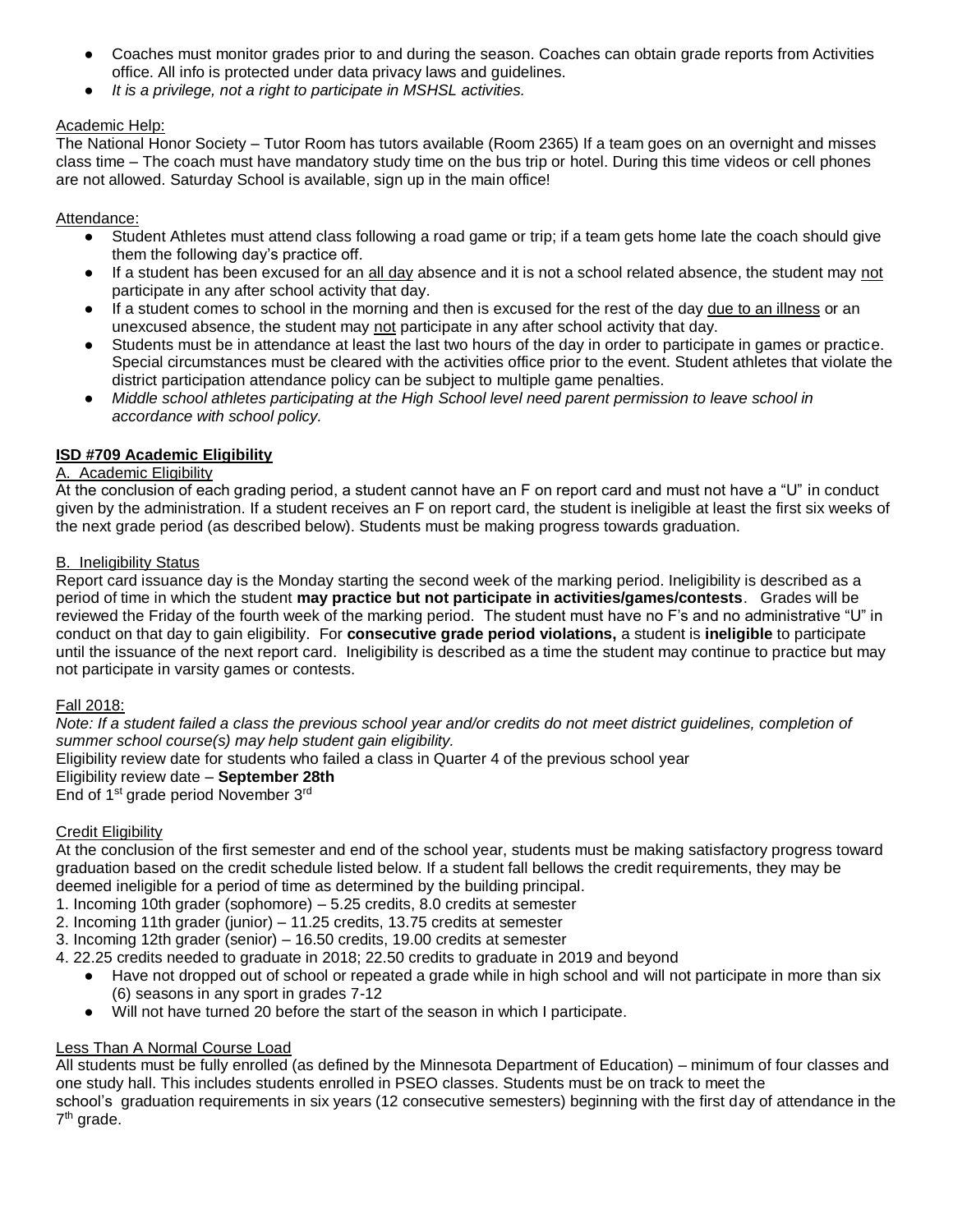- Coaches must monitor grades prior to and during the season. Coaches can obtain grade reports from Activities office. All info is protected under data privacy laws and guidelines.
- *It is a privilege, not a right to participate in MSHSL activities.*

Academic Help:

The National Honor Society – Tutor Room has tutors available (Room 2365) If a team goes on an overnight and misses class time – The coach must have mandatory study time on the bus trip or hotel. During this time videos or cell phones are not allowed. Saturday School is available, sign up in the main office!

Attendance:

- Student Athletes must attend class following a road game or trip; if a team gets home late the coach should give them the following day's practice off.
- If a student has been excused for an all day absence and it is not a school related absence, the student may not participate in any after school activity that day.
- If a student comes to school in the morning and then is excused for the rest of the day due to an illness or an unexcused absence, the student may not participate in any after school activity that day.
- Students must be in attendance at least the last two hours of the day in order to participate in games or practice. Special circumstances must be cleared with the activities office prior to the event. Student athletes that violate the district participation attendance policy can be subject to multiple game penalties.
- *Middle school athletes participating at the High School level need parent permission to leave school in accordance with school policy.*

## ISD #709 Academic Eligibility

A. Academic Eligibility

At the conclusion of each grading period, a student cannot have an F on report card and must not have a "U" in conduct given by the administration. If a student receives an F on report card, the student is ineligible at least the first six weeks of the next grade period (as described below). Students must be making progress towards graduation.

B. Ineligibility Status

Report card issuance day is the Monday starting the second week of the marking period. Ineligibility is described as a period of time in which the student **may practice but not participate in activities/games/contests**. Grades will be reviewed the Friday of the fourth week of the marking period. The student must have no F's and no administrative "U" in conduct on that day to gain eligibility. For **consecutive grade period violations,** a student is **ineligible** to participate until the issuance of the next report card. Ineligibility is described as a time the student may continue to practice but may not participate in varsity games or contests.

Fall 2018:

*Note: If a student failed a class the previous school year and/or credits do not meet district guidelines, completion of summer school course(s) may help student gain eligibility.*

Eligibility review date for students who failed a class in Quarter 4 of the previous school year

Eligibility review date – **September 28th**

End of 1st grade period November 3rd

Credit Eligibility

At the conclusion of the first semester and end of the school year, students must be making satisfactory progress toward graduation based on the credit schedule listed below. If a student fall bellows the credit requirements, they may be deemed ineligible for a period of time as determined by the building principal.

1. Incoming 10th grader (sophomore) – 5.25 credits, 8.0 credits at semester
2. Incoming 11th grader (junior) – 11.25 credits, 13.75 credits at semester
3. Incoming 12th grader (senior) – 16.50 credits, 19.00 credits at semester
4. 22.25 credits needed to graduate in 2018; 22.50 credits to graduate in 2019 and beyond
   - Have not dropped out of school or repeated a grade while in high school and will not participate in more than six (6) seasons in any sport in grades 7-12
   - Will not have turned 20 before the start of the season in which I participate.

Less Than A Normal Course Load

All students must be fully enrolled (as defined by the Minnesota Department of Education) – minimum of four classes and one study hall. This includes students enrolled in PSEO classes. Students must be on track to meet the school's graduation requirements in six years (12 consecutive semesters) beginning with the first day of attendance in the 7th grade.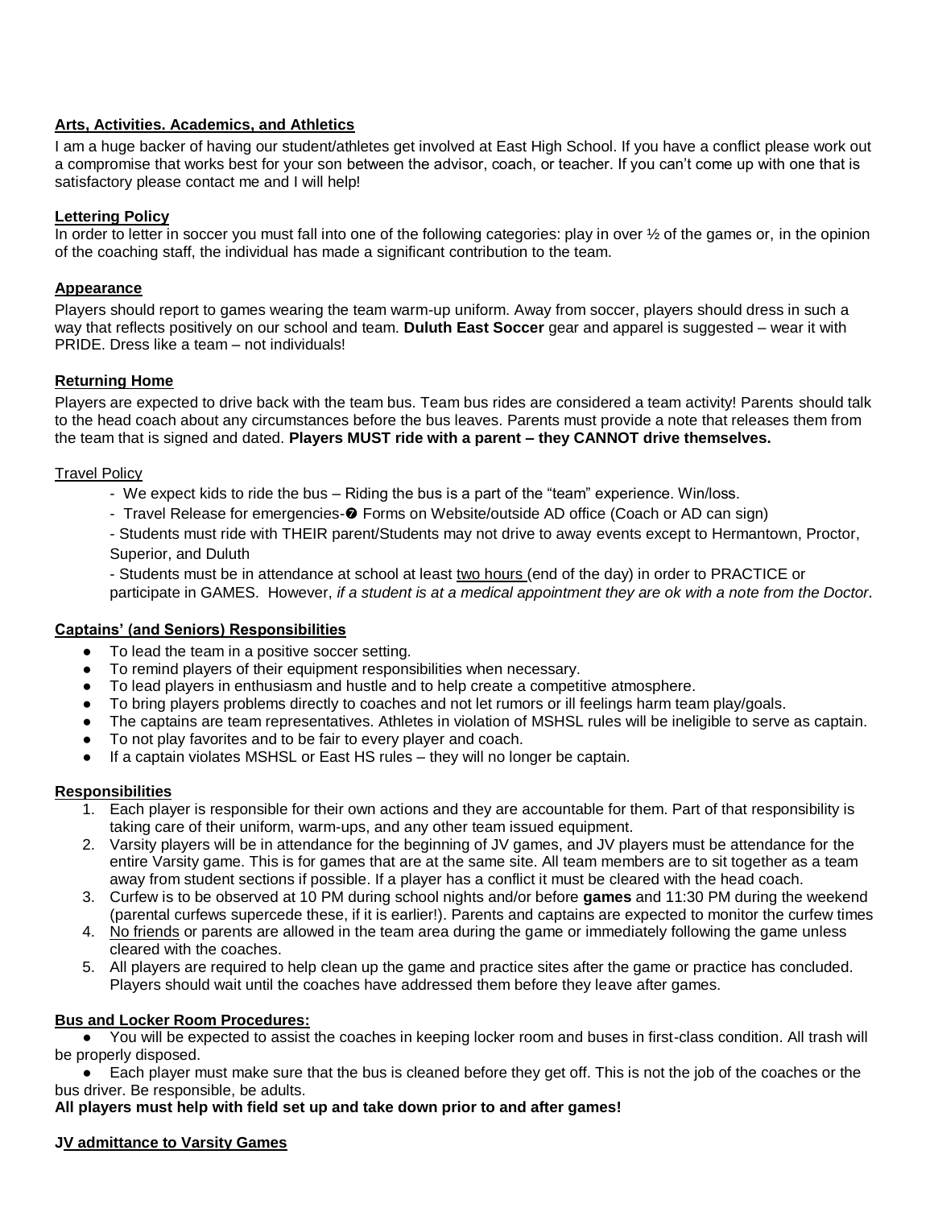## Arts, Activities. Academics, and Athletics

I am a huge backer of having our student/athletes get involved at East High School. If you have a conflict please work out a compromise that works best for your son between the advisor, coach, or teacher. If you can't come up with one that is satisfactory please contact me and I will help!

## Lettering Policy

In order to letter in soccer you must fall into one of the following categories: play in over ½ of the games or, in the opinion of the coaching staff, the individual has made a significant contribution to the team.

## Appearance

Players should report to games wearing the team warm-up uniform. Away from soccer, players should dress in such a way that reflects positively on our school and team. **Duluth East Soccer** gear and apparel is suggested – wear it with PRIDE. Dress like a team – not individuals!

## Returning Home

Players are expected to drive back with the team bus. Team bus rides are considered a team activity! Parents should talk to the head coach about any circumstances before the bus leaves. Parents must provide a note that releases them from the team that is signed and dated. **Players MUST ride with a parent – they CANNOT drive themselves.**

### Travel Policy

- We expect kids to ride the bus – Riding the bus is a part of the "team" experience. Win/loss.
- Travel Release for emergencies-➐ Forms on Website/outside AD office (Coach or AD can sign)
- Students must ride with THEIR parent/Students may not drive to away events except to Hermantown, Proctor, Superior, and Duluth
- Students must be in attendance at school at least two hours (end of the day) in order to PRACTICE or participate in GAMES. However, *if a student is at a medical appointment they are ok with a note from the Doctor*.

## Captains' (and Seniors) Responsibilities

- To lead the team in a positive soccer setting.
- To remind players of their equipment responsibilities when necessary.
- To lead players in enthusiasm and hustle and to help create a competitive atmosphere.
- To bring players problems directly to coaches and not let rumors or ill feelings harm team play/goals.
- The captains are team representatives. Athletes in violation of MSHSL rules will be ineligible to serve as captain.
- To not play favorites and to be fair to every player and coach.
- If a captain violates MSHSL or East HS rules – they will no longer be captain.

## Responsibilities

1. Each player is responsible for their own actions and they are accountable for them. Part of that responsibility is taking care of their uniform, warm-ups, and any other team issued equipment.
2. Varsity players will be in attendance for the beginning of JV games, and JV players must be attendance for the entire Varsity game. This is for games that are at the same site. All team members are to sit together as a team away from student sections if possible. If a player has a conflict it must be cleared with the head coach.
3. Curfew is to be observed at 10 PM during school nights and/or before **games** and 11:30 PM during the weekend (parental curfews supercede these, if it is earlier!). Parents and captains are expected to monitor the curfew times
4. No friends or parents are allowed in the team area during the game or immediately following the game unless cleared with the coaches.
5. All players are required to help clean up the game and practice sites after the game or practice has concluded. Players should wait until the coaches have addressed them before they leave after games.

## Bus and Locker Room Procedures:

- You will be expected to assist the coaches in keeping locker room and buses in first-class condition. All trash will be properly disposed.
- Each player must make sure that the bus is cleaned before they get off. This is not the job of the coaches or the bus driver. Be responsible, be adults.

**All players must help with field set up and take down prior to and after games!**

## JV admittance to Varsity Games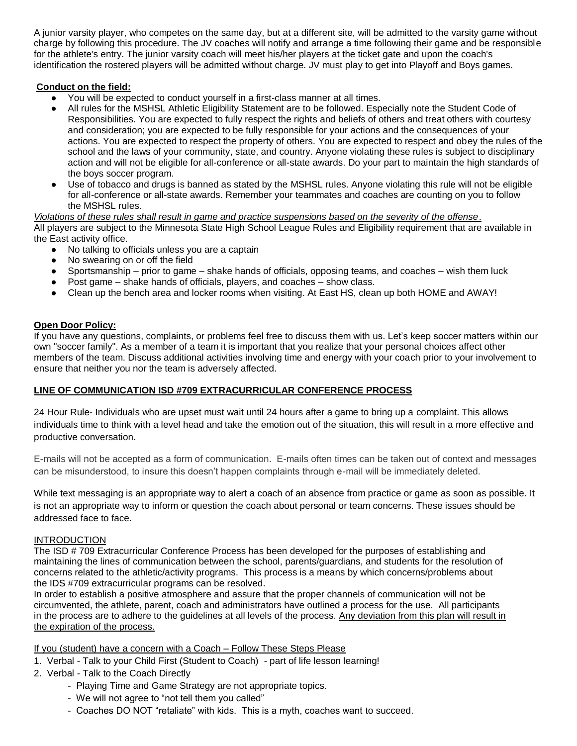A junior varsity player, who competes on the same day, but at a different site, will be admitted to the varsity game without charge by following this procedure. The JV coaches will notify and arrange a time following their game and be responsible for the athlete's entry. The junior varsity coach will meet his/her players at the ticket gate and upon the coach's identification the rostered players will be admitted without charge. JV must play to get into Playoff and Boys games.

**Conduct on the field:**

- You will be expected to conduct yourself in a first-class manner at all times.
- All rules for the MSHSL Athletic Eligibility Statement are to be followed. Especially note the Student Code of Responsibilities. You are expected to fully respect the rights and beliefs of others and treat others with courtesy and consideration; you are expected to be fully responsible for your actions and the consequences of your actions. You are expected to respect the property of others. You are expected to respect and obey the rules of the school and the laws of your community, state, and country. Anyone violating these rules is subject to disciplinary action and will not be eligible for all-conference or all-state awards. Do your part to maintain the high standards of the boys soccer program.
- Use of tobacco and drugs is banned as stated by the MSHSL rules. Anyone violating this rule will not be eligible for all-conference or all-state awards. Remember your teammates and coaches are counting on you to follow the MSHSL rules.

*Violations of these rules shall result in game and practice suspensions based on the severity of the offense*.
All players are subject to the Minnesota State High School League Rules and Eligibility requirement that are available in the East activity office.

- No talking to officials unless you are a captain
- No swearing on or off the field
- Sportsmanship – prior to game – shake hands of officials, opposing teams, and coaches – wish them luck
- Post game – shake hands of officials, players, and coaches – show class.
- Clean up the bench area and locker rooms when visiting. At East HS, clean up both HOME and AWAY!

**Open Door Policy:**
If you have any questions, complaints, or problems feel free to discuss them with us. Let's keep soccer matters within our own "soccer family". As a member of a team it is important that you realize that your personal choices affect other members of the team. Discuss additional activities involving time and energy with your coach prior to your involvement to ensure that neither you nor the team is adversely affected.

**LINE OF COMMUNICATION ISD #709 EXTRACURRICULAR CONFERENCE PROCESS**

24 Hour Rule- Individuals who are upset must wait until 24 hours after a game to bring up a complaint. This allows individuals time to think with a level head and take the emotion out of the situation, this will result in a more effective and productive conversation.

E-mails will not be accepted as a form of communication. E-mails often times can be taken out of context and messages can be misunderstood, to insure this doesn't happen complaints through e-mail will be immediately deleted.

While text messaging is an appropriate way to alert a coach of an absence from practice or game as soon as possible. It is not an appropriate way to inform or question the coach about personal or team concerns. These issues should be addressed face to face.

INTRODUCTION
The ISD # 709 Extracurricular Conference Process has been developed for the purposes of establishing and maintaining the lines of communication between the school, parents/guardians, and students for the resolution of concerns related to the athletic/activity programs. This process is a means by which concerns/problems about the IDS #709 extracurricular programs can be resolved.
In order to establish a positive atmosphere and assure that the proper channels of communication will not be circumvented, the athlete, parent, coach and administrators have outlined a process for the use. All participants in the process are to adhere to the guidelines at all levels of the process. Any deviation from this plan will result in the expiration of the process.

If you (student) have a concern with a Coach – Follow These Steps Please

1. Verbal - Talk to your Child First (Student to Coach) - part of life lesson learning!
2. Verbal - Talk to the Coach Directly
   - Playing Time and Game Strategy are not appropriate topics.
   - We will not agree to "not tell them you called"
   - Coaches DO NOT "retaliate" with kids. This is a myth, coaches want to succeed.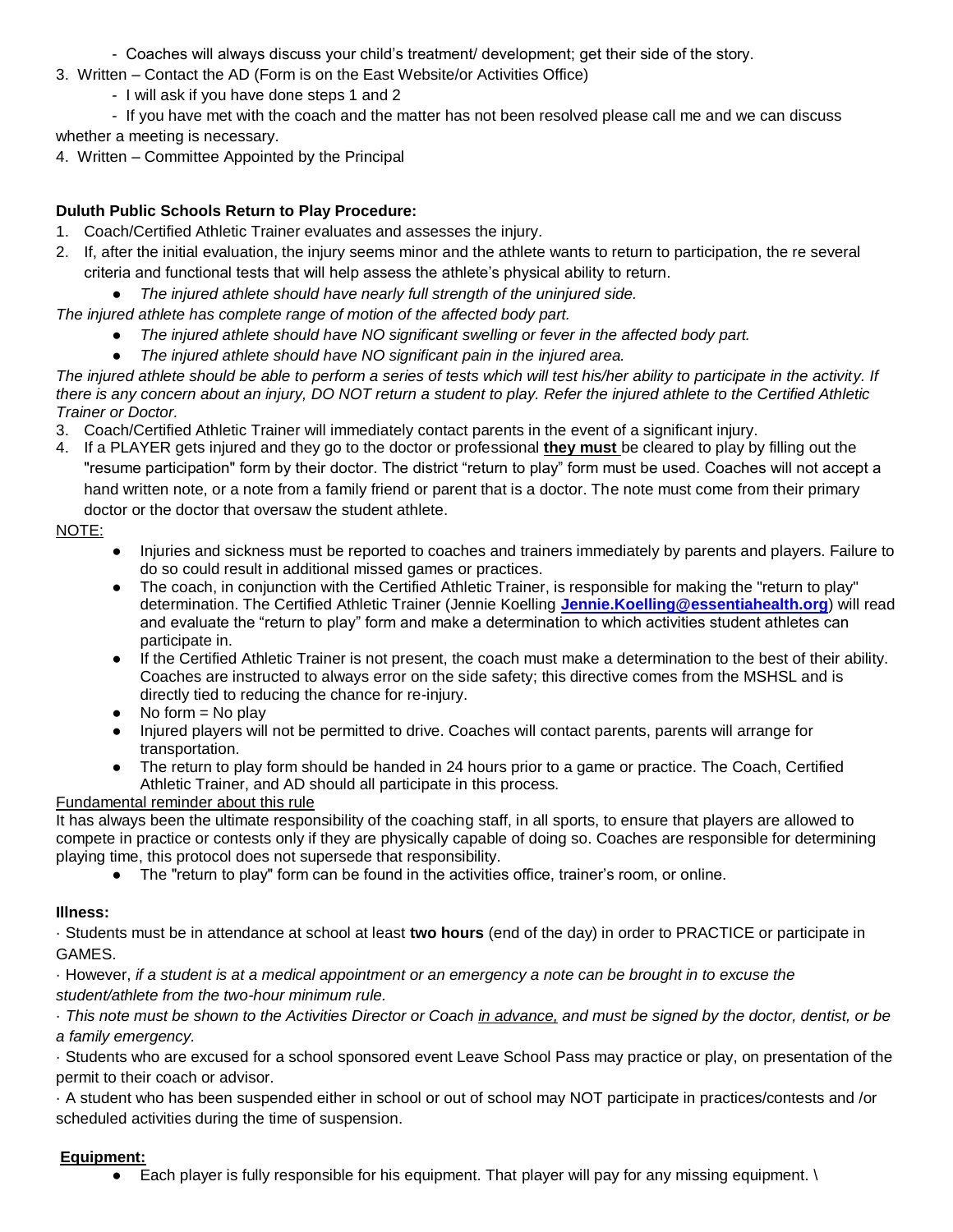- Coaches will always discuss your child's treatment/ development; get their side of the story.

3. Written – Contact the AD (Form is on the East Website/or Activities Office)
   - I will ask if you have done steps 1 and 2
   - If you have met with the coach and the matter has not been resolved please call me and we can discuss whether a meeting is necessary.
4. Written – Committee Appointed by the Principal

**Duluth Public Schools Return to Play Procedure:**

1. Coach/Certified Athletic Trainer evaluates and assesses the injury.
2. If, after the initial evaluation, the injury seems minor and the athlete wants to return to participation, the re several criteria and functional tests that will help assess the athlete's physical ability to return.
   - *The injured athlete should have nearly full strength of the uninjured side.*

*The injured athlete has complete range of motion of the affected body part.*

- *The injured athlete should have NO significant swelling or fever in the affected body part.*
- *The injured athlete should have NO significant pain in the injured area.*

*The injured athlete should be able to perform a series of tests which will test his/her ability to participate in the activity. If there is any concern about an injury, DO NOT return a student to play. Refer the injured athlete to the Certified Athletic Trainer or Doctor.*

3. Coach/Certified Athletic Trainer will immediately contact parents in the event of a significant injury.
4. If a PLAYER gets injured and they go to the doctor or professional **they must** be cleared to play by filling out the "resume participation" form by their doctor. The district "return to play" form must be used. Coaches will not accept a hand written note, or a note from a family friend or parent that is a doctor. The note must come from their primary doctor or the doctor that oversaw the student athlete.

NOTE:

- Injuries and sickness must be reported to coaches and trainers immediately by parents and players. Failure to do so could result in additional missed games or practices.
- The coach, in conjunction with the Certified Athletic Trainer, is responsible for making the "return to play" determination. The Certified Athletic Trainer (Jennie Koelling **Jennie.Koelling@essentiahealth.org**) will read and evaluate the "return to play" form and make a determination to which activities student athletes can participate in.
- If the Certified Athletic Trainer is not present, the coach must make a determination to the best of their ability. Coaches are instructed to always error on the side safety; this directive comes from the MSHSL and is directly tied to reducing the chance for re-injury.
- No form = No play
- Injured players will not be permitted to drive. Coaches will contact parents, parents will arrange for transportation.
- The return to play form should be handed in 24 hours prior to a game or practice. The Coach, Certified Athletic Trainer, and AD should all participate in this process.

Fundamental reminder about this rule

It has always been the ultimate responsibility of the coaching staff, in all sports, to ensure that players are allowed to compete in practice or contests only if they are physically capable of doing so. Coaches are responsible for determining playing time, this protocol does not supersede that responsibility.

- The "return to play" form can be found in the activities office, trainer's room, or online.

**Illness:**

· Students must be in attendance at school at least **two hours** (end of the day) in order to PRACTICE or participate in GAMES.

· However, *if a student is at a medical appointment or an emergency a note can be brought in to excuse the student/athlete from the two-hour minimum rule.*

· *This note must be shown to the Activities Director or Coach in advance, and must be signed by the doctor, dentist, or be a family emergency.*

· Students who are excused for a school sponsored event Leave School Pass may practice or play, on presentation of the permit to their coach or advisor.

· A student who has been suspended either in school or out of school may NOT participate in practices/contests and /or scheduled activities during the time of suspension.

**Equipment:**

- Each player is fully responsible for his equipment. That player will pay for any missing equipment. \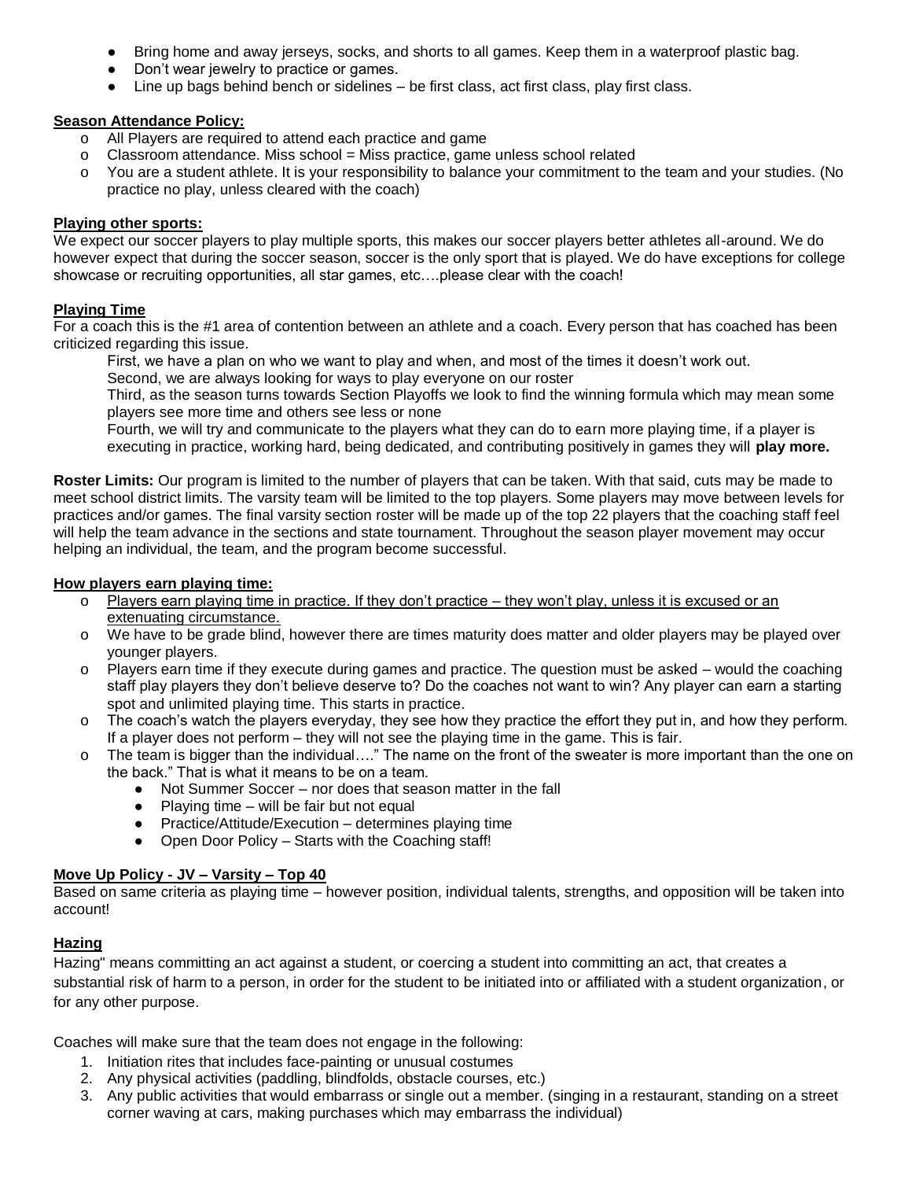- Bring home and away jerseys, socks, and shorts to all games. Keep them in a waterproof plastic bag.
- Don't wear jewelry to practice or games.
- Line up bags behind bench or sidelines – be first class, act first class, play first class.

**<u>Season Attendance Policy:</u>**

- All Players are required to attend each practice and game
- Classroom attendance. Miss school = Miss practice, game unless school related
- You are a student athlete. It is your responsibility to balance your commitment to the team and your studies. (No practice no play, unless cleared with the coach)

**<u>Playing other sports:</u>**

We expect our soccer players to play multiple sports, this makes our soccer players better athletes all-around. We do however expect that during the soccer season, soccer is the only sport that is played. We do have exceptions for college showcase or recruiting opportunities, all star games, etc….please clear with the coach!

**<u>Playing Time</u>**

For a coach this is the #1 area of contention between an athlete and a coach. Every person that has coached has been criticized regarding this issue.

First, we have a plan on who we want to play and when, and most of the times it doesn't work out.

Second, we are always looking for ways to play everyone on our roster

Third, as the season turns towards Section Playoffs we look to find the winning formula which may mean some players see more time and others see less or none

Fourth, we will try and communicate to the players what they can do to earn more playing time, if a player is executing in practice, working hard, being dedicated, and contributing positively in games they will **play more.**

**Roster Limits:** Our program is limited to the number of players that can be taken. With that said, cuts may be made to meet school district limits. The varsity team will be limited to the top players. Some players may move between levels for practices and/or games. The final varsity section roster will be made up of the top 22 players that the coaching staff feel will help the team advance in the sections and state tournament. Throughout the season player movement may occur helping an individual, the team, and the program become successful.

**<u>How players earn playing time:</u>**

- <u>Players earn playing time in practice. If they don't practice – they won't play, unless it is excused or an extenuating circumstance.</u>
- We have to be grade blind, however there are times maturity does matter and older players may be played over younger players.
- Players earn time if they execute during games and practice. The question must be asked – would the coaching staff play players they don't believe deserve to? Do the coaches not want to win? Any player can earn a starting spot and unlimited playing time. This starts in practice.
- The coach's watch the players everyday, they see how they practice the effort they put in, and how they perform. If a player does not perform – they will not see the playing time in the game. This is fair.
- The team is bigger than the individual…." The name on the front of the sweater is more important than the one on the back." That is what it means to be on a team.
  - Not Summer Soccer – nor does that season matter in the fall
  - Playing time – will be fair but not equal
  - Practice/Attitude/Execution – determines playing time
  - Open Door Policy – Starts with the Coaching staff!

**<u>Move Up Policy - JV – Varsity – Top 40</u>**

Based on same criteria as playing time – however position, individual talents, strengths, and opposition will be taken into account!

**<u>Hazing</u>**

Hazing" means committing an act against a student, or coercing a student into committing an act, that creates a substantial risk of harm to a person, in order for the student to be initiated into or affiliated with a student organization, or for any other purpose.

Coaches will make sure that the team does not engage in the following:

1. Initiation rites that includes face-painting or unusual costumes
2. Any physical activities (paddling, blindfolds, obstacle courses, etc.)
3. Any public activities that would embarrass or single out a member. (singing in a restaurant, standing on a street corner waving at cars, making purchases which may embarrass the individual)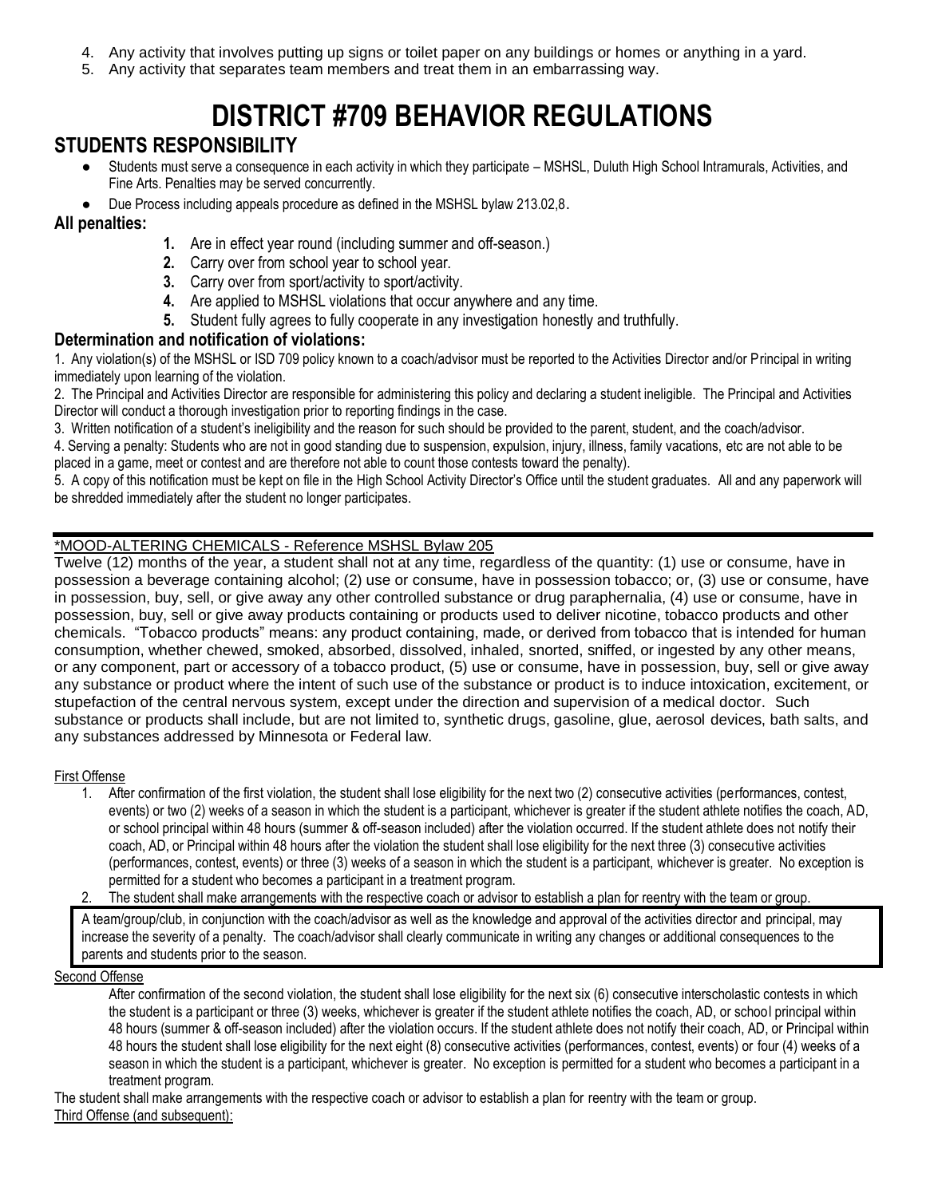4. Any activity that involves putting up signs or toilet paper on any buildings or homes or anything in a yard.
5. Any activity that separates team members and treat them in an embarrassing way.

# DISTRICT #709 BEHAVIOR REGULATIONS

## STUDENTS RESPONSIBILITY

- Students must serve a consequence in each activity in which they participate – MSHSL, Duluth High School Intramurals, Activities, and Fine Arts. Penalties may be served concurrently.
- Due Process including appeals procedure as defined in the MSHSL bylaw 213.02,8.

### All penalties:

1. Are in effect year round (including summer and off-season.)
2. Carry over from school year to school year.
3. Carry over from sport/activity to sport/activity.
4. Are applied to MSHSL violations that occur anywhere and any time.
5. Student fully agrees to fully cooperate in any investigation honestly and truthfully.

### Determination and notification of violations:

1. Any violation(s) of the MSHSL or ISD 709 policy known to a coach/advisor must be reported to the Activities Director and/or Principal in writing immediately upon learning of the violation.
2. The Principal and Activities Director are responsible for administering this policy and declaring a student ineligible. The Principal and Activities Director will conduct a thorough investigation prior to reporting findings in the case.
3. Written notification of a student's ineligibility and the reason for such should be provided to the parent, student, and the coach/advisor.
4. Serving a penalty: Students who are not in good standing due to suspension, expulsion, injury, illness, family vacations, etc are not able to be placed in a game, meet or contest and are therefore not able to count those contests toward the penalty).
5. A copy of this notification must be kept on file in the High School Activity Director's Office until the student graduates. All and any paperwork will be shredded immediately after the student no longer participates.

---

*MOOD-ALTERING CHEMICALS - Reference MSHSL Bylaw 205

Twelve (12) months of the year, a student shall not at any time, regardless of the quantity: (1) use or consume, have in possession a beverage containing alcohol; (2) use or consume, have in possession tobacco; or, (3) use or consume, have in possession, buy, sell, or give away any other controlled substance or drug paraphernalia, (4) use or consume, have in possession, buy, sell or give away products containing or products used to deliver nicotine, tobacco products and other chemicals. "Tobacco products" means: any product containing, made, or derived from tobacco that is intended for human consumption, whether chewed, smoked, absorbed, dissolved, inhaled, snorted, sniffed, or ingested by any other means, or any component, part or accessory of a tobacco product, (5) use or consume, have in possession, buy, sell or give away any substance or product where the intent of such use of the substance or product is to induce intoxication, excitement, or stupefaction of the central nervous system, except under the direction and supervision of a medical doctor. Such substance or products shall include, but are not limited to, synthetic drugs, gasoline, glue, aerosol devices, bath salts, and any substances addressed by Minnesota or Federal law.

First Offense

1. After confirmation of the first violation, the student shall lose eligibility for the next two (2) consecutive activities (performances, contest, events) or two (2) weeks of a season in which the student is a participant, whichever is greater if the student athlete notifies the coach, AD, or school principal within 48 hours (summer & off-season included) after the violation occurred. If the student athlete does not notify their coach, AD, or Principal within 48 hours after the violation the student shall lose eligibility for the next three (3) consecutive activities (performances, contest, events) or three (3) weeks of a season in which the student is a participant, whichever is greater. No exception is permitted for a student who becomes a participant in a treatment program.
2. The student shall make arrangements with the respective coach or advisor to establish a plan for reentry with the team or group.

A team/group/club, in conjunction with the coach/advisor as well as the knowledge and approval of the activities director and principal, may increase the severity of a penalty. The coach/advisor shall clearly communicate in writing any changes or additional consequences to the parents and students prior to the season.

Second Offense

After confirmation of the second violation, the student shall lose eligibility for the next six (6) consecutive interscholastic contests in which the student is a participant or three (3) weeks, whichever is greater if the student athlete notifies the coach, AD, or school principal within 48 hours (summer & off-season included) after the violation occurs. If the student athlete does not notify their coach, AD, or Principal within 48 hours the student shall lose eligibility for the next eight (8) consecutive activities (performances, contest, events) or four (4) weeks of a season in which the student is a participant, whichever is greater. No exception is permitted for a student who becomes a participant in a treatment program.

The student shall make arrangements with the respective coach or advisor to establish a plan for reentry with the team or group.

Third Offense (and subsequent):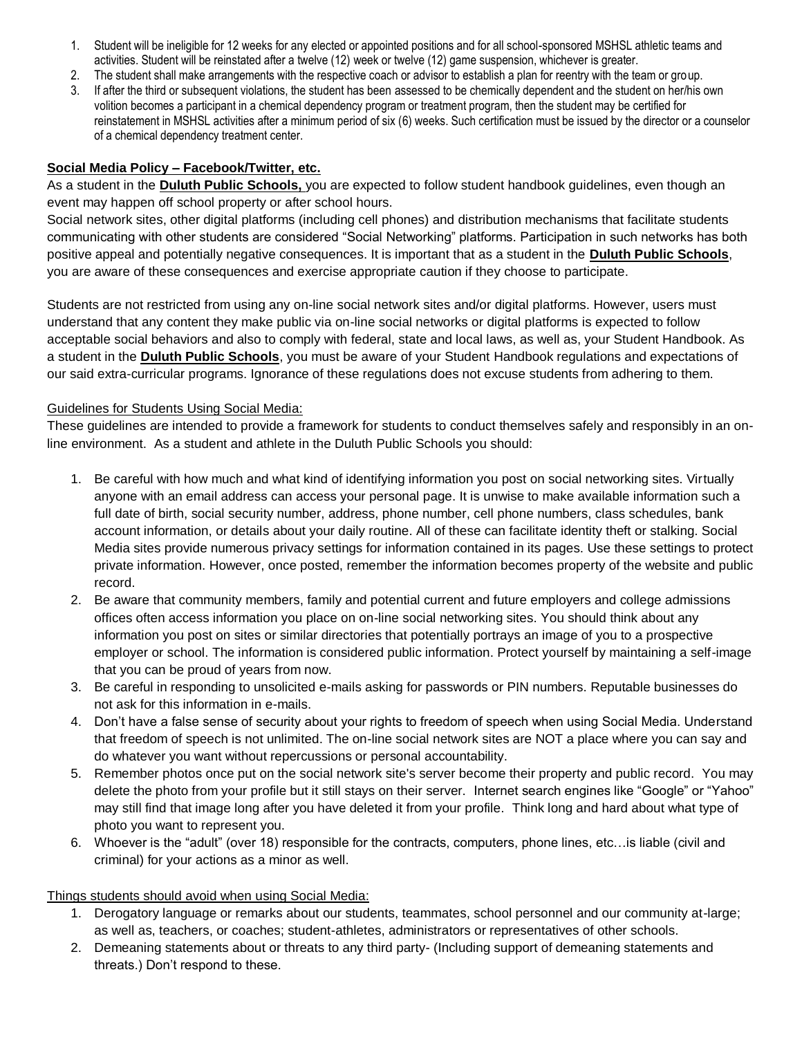1. Student will be ineligible for 12 weeks for any elected or appointed positions and for all school-sponsored MSHSL athletic teams and activities. Student will be reinstated after a twelve (12) week or twelve (12) game suspension, whichever is greater.
2. The student shall make arrangements with the respective coach or advisor to establish a plan for reentry with the team or group.
3. If after the third or subsequent violations, the student has been assessed to be chemically dependent and the student on her/his own volition becomes a participant in a chemical dependency program or treatment program, then the student may be certified for reinstatement in MSHSL activities after a minimum period of six (6) weeks. Such certification must be issued by the director or a counselor of a chemical dependency treatment center.

**Social Media Policy – Facebook/Twitter, etc.**

As a student in the **Duluth Public Schools,** you are expected to follow student handbook guidelines, even though an event may happen off school property or after school hours.

Social network sites, other digital platforms (including cell phones) and distribution mechanisms that facilitate students communicating with other students are considered "Social Networking" platforms. Participation in such networks has both positive appeal and potentially negative consequences. It is important that as a student in the **Duluth Public Schools**, you are aware of these consequences and exercise appropriate caution if they choose to participate.

Students are not restricted from using any on-line social network sites and/or digital platforms. However, users must understand that any content they make public via on-line social networks or digital platforms is expected to follow acceptable social behaviors and also to comply with federal, state and local laws, as well as, your Student Handbook. As a student in the **Duluth Public Schools**, you must be aware of your Student Handbook regulations and expectations of our said extra-curricular programs. Ignorance of these regulations does not excuse students from adhering to them.

Guidelines for Students Using Social Media:

These guidelines are intended to provide a framework for students to conduct themselves safely and responsibly in an on-line environment. As a student and athlete in the Duluth Public Schools you should:

1. Be careful with how much and what kind of identifying information you post on social networking sites. Virtually anyone with an email address can access your personal page. It is unwise to make available information such a full date of birth, social security number, address, phone number, cell phone numbers, class schedules, bank account information, or details about your daily routine. All of these can facilitate identity theft or stalking. Social Media sites provide numerous privacy settings for information contained in its pages. Use these settings to protect private information. However, once posted, remember the information becomes property of the website and public record.
2. Be aware that community members, family and potential current and future employers and college admissions offices often access information you place on on-line social networking sites. You should think about any information you post on sites or similar directories that potentially portrays an image of you to a prospective employer or school. The information is considered public information. Protect yourself by maintaining a self-image that you can be proud of years from now.
3. Be careful in responding to unsolicited e-mails asking for passwords or PIN numbers. Reputable businesses do not ask for this information in e-mails.
4. Don't have a false sense of security about your rights to freedom of speech when using Social Media. Understand that freedom of speech is not unlimited. The on-line social network sites are NOT a place where you can say and do whatever you want without repercussions or personal accountability.
5. Remember photos once put on the social network site's server become their property and public record. You may delete the photo from your profile but it still stays on their server. Internet search engines like "Google" or "Yahoo" may still find that image long after you have deleted it from your profile. Think long and hard about what type of photo you want to represent you.
6. Whoever is the "adult" (over 18) responsible for the contracts, computers, phone lines, etc…is liable (civil and criminal) for your actions as a minor as well.

Things students should avoid when using Social Media:

1. Derogatory language or remarks about our students, teammates, school personnel and our community at-large; as well as, teachers, or coaches; student-athletes, administrators or representatives of other schools.
2. Demeaning statements about or threats to any third party- (Including support of demeaning statements and threats.) Don't respond to these.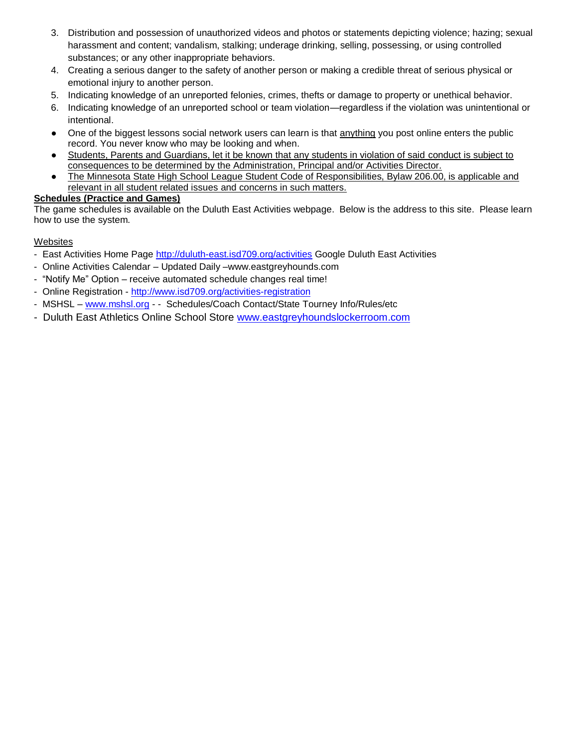3. Distribution and possession of unauthorized videos and photos or statements depicting violence; hazing; sexual harassment and content; vandalism, stalking; underage drinking, selling, possessing, or using controlled substances; or any other inappropriate behaviors.
4. Creating a serious danger to the safety of another person or making a credible threat of serious physical or emotional injury to another person.
5. Indicating knowledge of an unreported felonies, crimes, thefts or damage to property or unethical behavior.
6. Indicating knowledge of an unreported school or team violation—regardless if the violation was unintentional or intentional.

- One of the biggest lessons social network users can learn is that anything you post online enters the public record. You never know who may be looking and when.
- Students, Parents and Guardians, let it be known that any students in violation of said conduct is subject to consequences to be determined by the Administration, Principal and/or Activities Director.
- The Minnesota State High School League Student Code of Responsibilities, Bylaw 206.00, is applicable and relevant in all student related issues and concerns in such matters.

**Schedules (Practice and Games)**

The game schedules is available on the Duluth East Activities webpage. Below is the address to this site. Please learn how to use the system.

Websites

- East Activities Home Page http://duluth-east.isd709.org/activities Google Duluth East Activities
- Online Activities Calendar – Updated Daily –www.eastgreyhounds.com
- “Notify Me” Option – receive automated schedule changes real time!
- Online Registration - http://www.isd709.org/activities-registration
- MSHSL – www.mshsl.org - - Schedules/Coach Contact/State Tourney Info/Rules/etc
- Duluth East Athletics Online School Store www.eastgreyhoundslockerroom.com